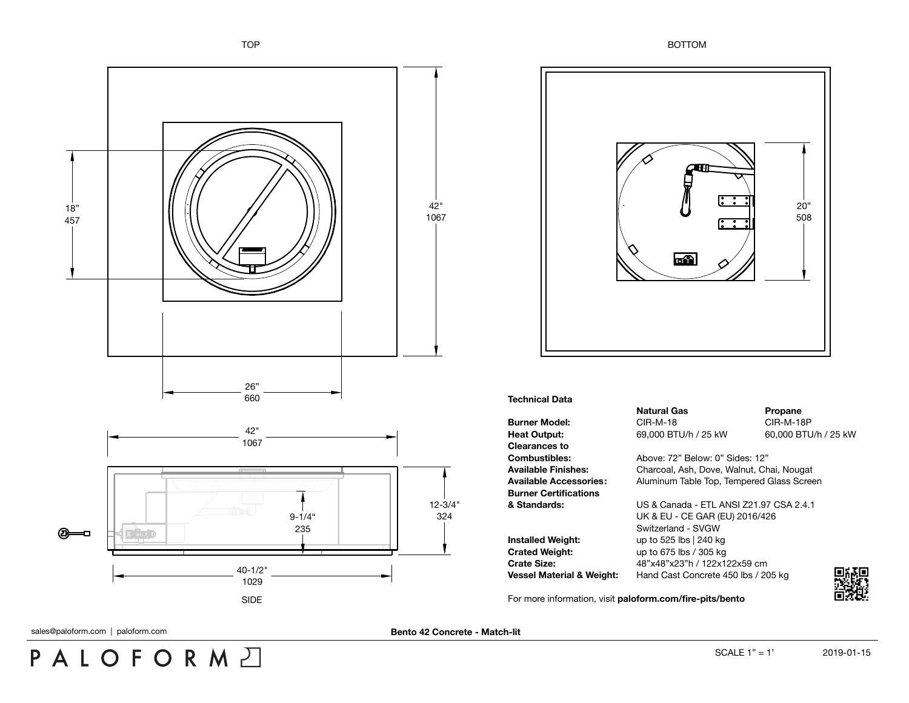TOP

BOTTOM

18"
457

42"
1067

26"
660

20"
508

42"
1067

12-3/4"
324

9-1/4"
235

40-1/2"
1029

SIDE

**Technical Data**

| | **Natural Gas** | **Propane** |
|---|---|---|
| **Burner Model:** | CIR-M-18 | CIR-M-18P |
| **Heat Output:** | 69,000 BTU/h / 25 kW | 60,000 BTU/h / 25 kW |
| **Clearances to Combustibles:** | Above: 72" Below: 0" Sides: 12" | |
| **Available Finishes:** | Charcoal, Ash, Dove, Walnut, Chai, Nougat | |
| **Available Accessories:** | Aluminum Table Top, Tempered Glass Screen | |
| **Burner Certifications & Standards:** | US & Canada - ETL ANSI Z21.97 CSA 2.4.1<br>UK & EU - CE GAR (EU) 2016/426<br>Switzerland - SVGW | |
| **Installed Weight:** | up to 525 lbs \| 240 kg | |
| **Crated Weight:** | up to 675 lbs / 305 kg | |
| **Crate Size:** | 48"x48"x23"h / 122x122x59 cm | |
| **Vessel Material & Weight:** | Hand Cast Concrete 450 lbs / 205 kg | |

For more information, visit **paloform.com/fire-pits/bento**

sales@paloform.com | paloform.com

**Bento 42 Concrete - Match-lit**

PALOFORM

SCALE 1" = 1'

2019-01-15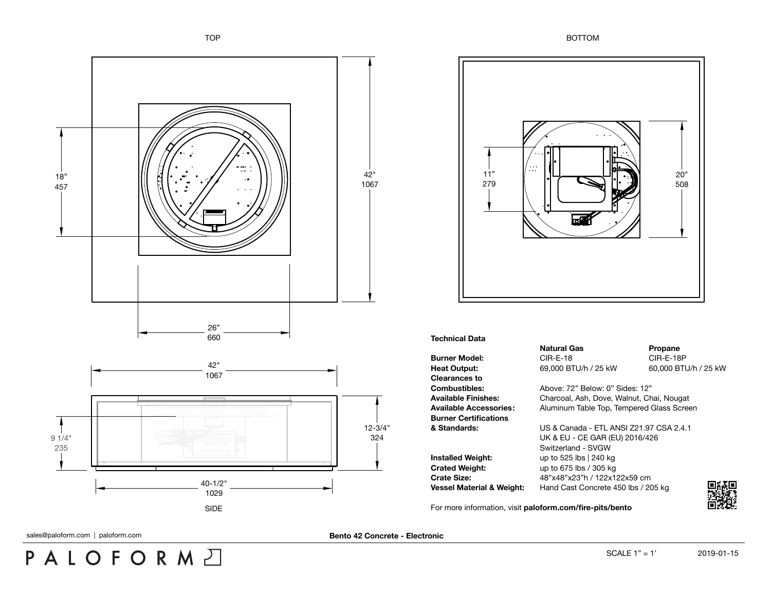TOP

18"
457

42"
1067

26"
660

BOTTOM

11"
279

20"
508

42"
1067

12-3/4"
324

9 1/4"
235

40-1/2"
1029

SIDE

**Technical Data**

| | **Natural Gas** | **Propane** |
|---|---|---|
| **Burner Model:** | CIR-E-18 | CIR-E-18P |
| **Heat Output:** | 69,000 BTU/h / 25 kW | 60,000 BTU/h / 25 kW |
| **Clearances to Combustibles:** | Above: 72" Below: 0" Sides: 12" | |
| **Available Finishes:** | Charcoal, Ash, Dove, Walnut, Chai, Nougat | |
| **Available Accessories:** | Aluminum Table Top, Tempered Glass Screen | |
| **Burner Certifications & Standards:** | US & Canada - ETL ANSI Z21.97 CSA 2.4.1<br>UK & EU - CE GAR (EU) 2016/426<br>Switzerland - SVGW | |
| **Installed Weight:** | up to 525 lbs \| 240 kg | |
| **Crated Weight:** | up to 675 lbs / 305 kg | |
| **Crate Size:** | 48"x48"x23"h / 122x122x59 cm | |
| **Vessel Material & Weight:** | Hand Cast Concrete 450 lbs / 205 kg | |

For more information, visit **paloform.com/fire-pits/bento**

sales@paloform.com | paloform.com

**Bento 42 Concrete - Electronic**

PALOFORM

SCALE 1" = 1'

2019-01-15